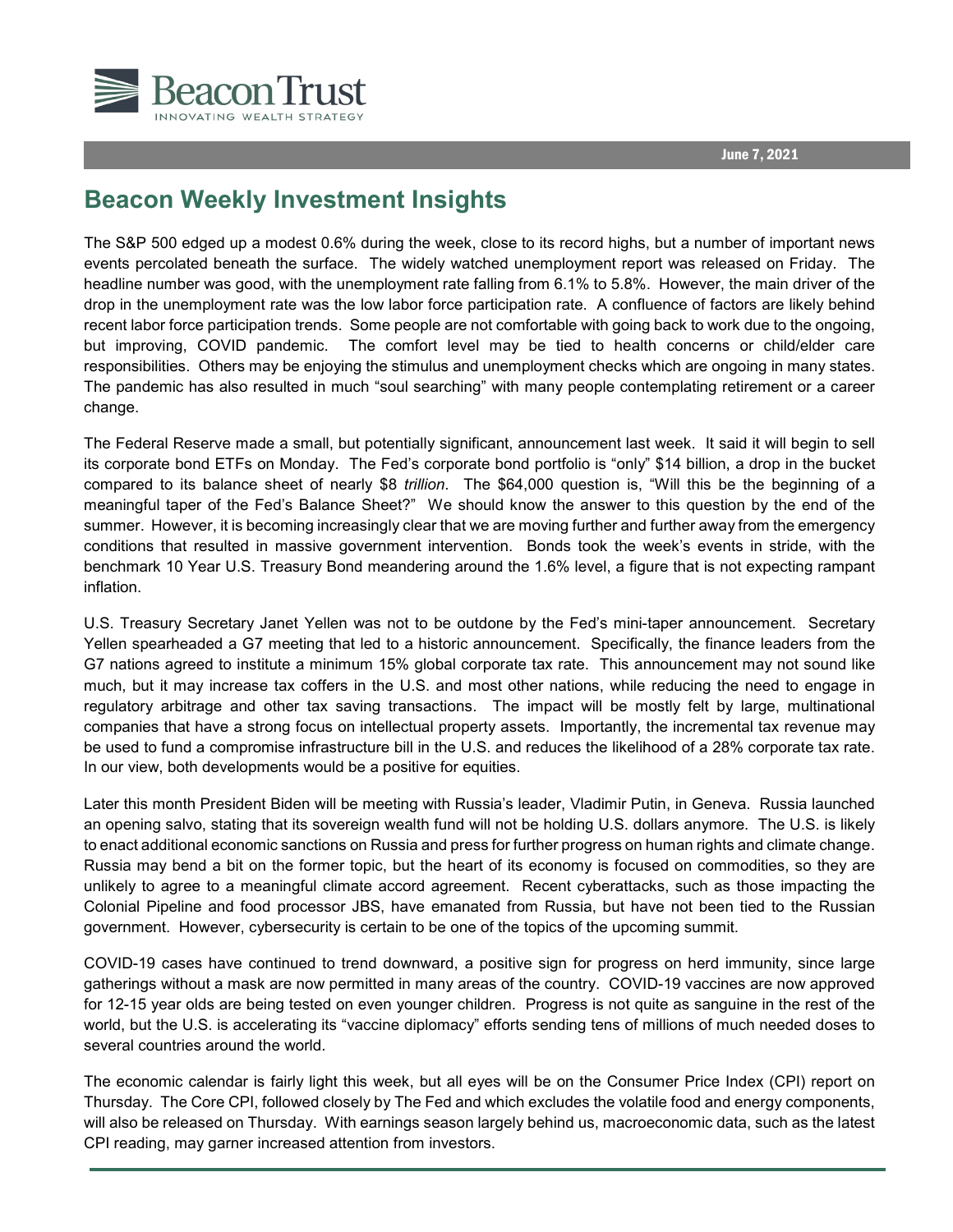Beacon Trust

INNOVATING WEALTH STRATEGY

June 7, 2021

# Beacon Weekly Investment Insights

The S&P 500 edged up a modest 0.6% during the week, close to its record highs, but a number of important news events percolated beneath the surface. The widely watched unemployment report was released on Friday. The headline number was good, with the unemployment rate falling from 6.1% to 5.8%. However, the main driver of the drop in the unemployment rate was the low labor force participation rate. A confluence of factors are likely behind recent labor force participation trends. Some people are not comfortable with going back to work due to the ongoing, but improving, COVID pandemic. The comfort level may be tied to health concerns or child/elder care responsibilities. Others may be enjoying the stimulus and unemployment checks which are ongoing in many states. The pandemic has also resulted in much "soul searching" with many people contemplating retirement or a career change.

The Federal Reserve made a small, but potentially significant, announcement last week. It said it will begin to sell its corporate bond ETFs on Monday. The Fed's corporate bond portfolio is "only" $14 billion, a drop in the bucket compared to its balance sheet of nearly $8 *trillion*. The $64,000 question is, "Will this be the beginning of a meaningful taper of the Fed's Balance Sheet?" We should know the answer to this question by the end of the summer. However, it is becoming increasingly clear that we are moving further and further away from the emergency conditions that resulted in massive government intervention. Bonds took the week's events in stride, with the benchmark 10 Year U.S. Treasury Bond meandering around the 1.6% level, a figure that is not expecting rampant inflation.

U.S. Treasury Secretary Janet Yellen was not to be outdone by the Fed's mini-taper announcement. Secretary Yellen spearheaded a G7 meeting that led to a historic announcement. Specifically, the finance leaders from the G7 nations agreed to institute a minimum 15% global corporate tax rate. This announcement may not sound like much, but it may increase tax coffers in the U.S. and most other nations, while reducing the need to engage in regulatory arbitrage and other tax saving transactions. The impact will be mostly felt by large, multinational companies that have a strong focus on intellectual property assets. Importantly, the incremental tax revenue may be used to fund a compromise infrastructure bill in the U.S. and reduces the likelihood of a 28% corporate tax rate. In our view, both developments would be a positive for equities.

Later this month President Biden will be meeting with Russia's leader, Vladimir Putin, in Geneva. Russia launched an opening salvo, stating that its sovereign wealth fund will not be holding U.S. dollars anymore. The U.S. is likely to enact additional economic sanctions on Russia and press for further progress on human rights and climate change. Russia may bend a bit on the former topic, but the heart of its economy is focused on commodities, so they are unlikely to agree to a meaningful climate accord agreement. Recent cyberattacks, such as those impacting the Colonial Pipeline and food processor JBS, have emanated from Russia, but have not been tied to the Russian government. However, cybersecurity is certain to be one of the topics of the upcoming summit.

COVID-19 cases have continued to trend downward, a positive sign for progress on herd immunity, since large gatherings without a mask are now permitted in many areas of the country. COVID-19 vaccines are now approved for 12-15 year olds are being tested on even younger children. Progress is not quite as sanguine in the rest of the world, but the U.S. is accelerating its "vaccine diplomacy" efforts sending tens of millions of much needed doses to several countries around the world.

The economic calendar is fairly light this week, but all eyes will be on the Consumer Price Index (CPI) report on Thursday. The Core CPI, followed closely by The Fed and which excludes the volatile food and energy components, will also be released on Thursday. With earnings season largely behind us, macroeconomic data, such as the latest CPI reading, may garner increased attention from investors.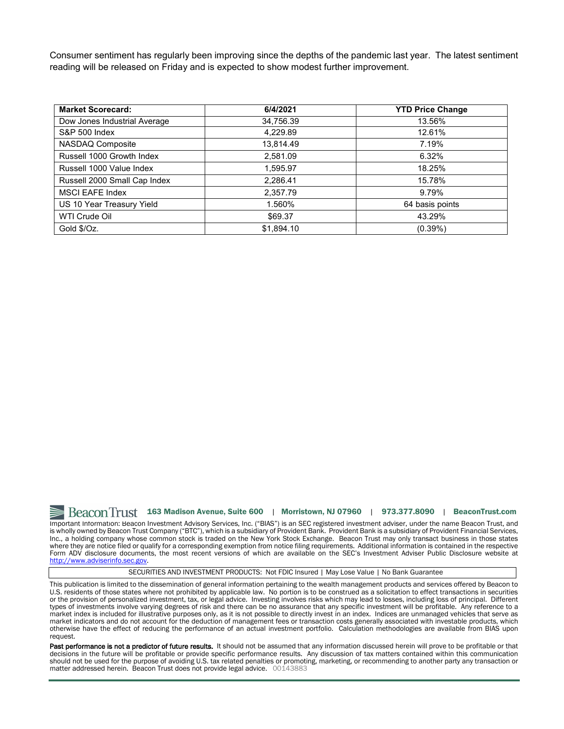Consumer sentiment has regularly been improving since the depths of the pandemic last year. The latest sentiment reading will be released on Friday and is expected to show modest further improvement.

| **Market Scorecard:** | **6/4/2021** | **YTD Price Change** |
|---|---|---|
| Dow Jones Industrial Average | 34,756.39 | 13.56% |
| S&P 500 Index | 4,229.89 | 12.61% |
| NASDAQ Composite | 13,814.49 | 7.19% |
| Russell 1000 Growth Index | 2,581.09 | 6.32% |
| Russell 1000 Value Index | 1,595.97 | 18.25% |
| Russell 2000 Small Cap Index | 2,286.41 | 15.78% |
| MSCI EAFE Index | 2,357.79 | 9.79% |
| US 10 Year Treasury Yield | 1.560% | 64 basis points |
| WTI Crude Oil | $69.37 | 43.29% |
| Gold $/Oz. | $1,894.10 | (0.39%) |

Beacon Trust 163 Madison Avenue, Suite 600 | Morristown, NJ 07960 | 973.377.8090 | BeaconTrust.com

Important Information: Beacon Investment Advisory Services, Inc. ("BIAS") is an SEC registered investment adviser, under the name Beacon Trust, and is wholly owned by Beacon Trust Company ("BTC"), which is a subsidiary of Provident Bank. Provident Bank is a subsidiary of Provident Financial Services, Inc., a holding company whose common stock is traded on the New York Stock Exchange. Beacon Trust may only transact business in those states where they are notice filed or qualify for a corresponding exemption from notice filing requirements. Additional information is contained in the respective Form ADV disclosure documents, the most recent versions of which are available on the SEC's Investment Adviser Public Disclosure website at http://www.adviserinfo.sec.gov.

SECURITIES AND INVESTMENT PRODUCTS: Not FDIC Insured | May Lose Value | No Bank Guarantee

This publication is limited to the dissemination of general information pertaining to the wealth management products and services offered by Beacon to U.S. residents of those states where not prohibited by applicable law. No portion is to be construed as a solicitation to effect transactions in securities or the provision of personalized investment, tax, or legal advice. Investing involves risks which may lead to losses, including loss of principal. Different types of investments involve varying degrees of risk and there can be no assurance that any specific investment will be profitable. Any reference to a market index is included for illustrative purposes only, as it is not possible to directly invest in an index. Indices are unmanaged vehicles that serve as market indicators and do not account for the deduction of management fees or transaction costs generally associated with investable products, which otherwise have the effect of reducing the performance of an actual investment portfolio. Calculation methodologies are available from BIAS upon request.

**Past performance is not a predictor of future results.** It should not be assumed that any information discussed herein will prove to be profitable or that decisions in the future will be profitable or provide specific performance results. Any discussion of tax matters contained within this communication should not be used for the purpose of avoiding U.S. tax related penalties or promoting, marketing, or recommending to another party any transaction or matter addressed herein. Beacon Trust does not provide legal advice. 00143883